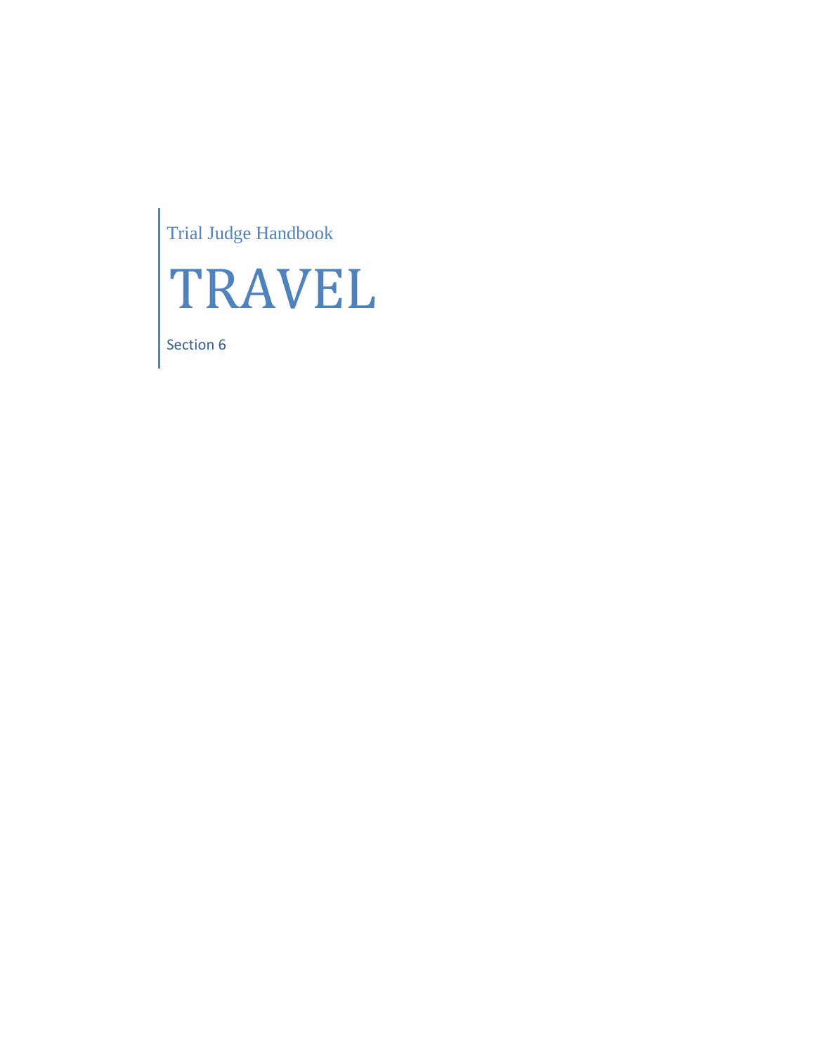Trial Judge Handbook

# TRAVEL

Section 6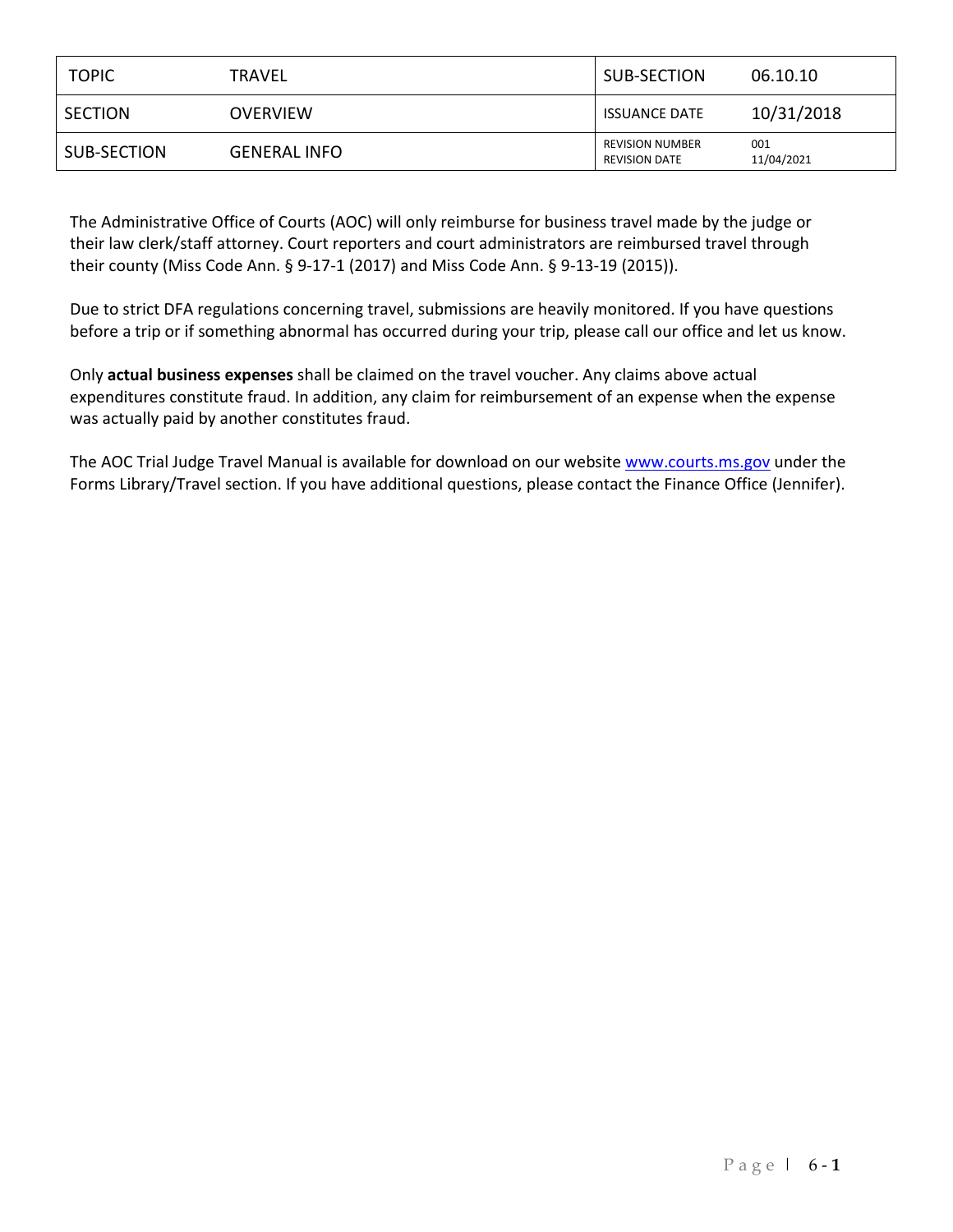| TOPIC | TRAVEL | SUB-SECTION | 06.10.10 |
|---|---|---|---|
| SECTION | OVERVIEW | ISSUANCE DATE | 10/31/2018 |
| SUB-SECTION | GENERAL INFO | REVISION NUMBER<br>REVISION DATE | 001<br>11/04/2021 |

The Administrative Office of Courts (AOC) will only reimburse for business travel made by the judge or their law clerk/staff attorney. Court reporters and court administrators are reimbursed travel through their county (Miss Code Ann. § 9-17-1 (2017) and Miss Code Ann. § 9-13-19 (2015)).

Due to strict DFA regulations concerning travel, submissions are heavily monitored. If you have questions before a trip or if something abnormal has occurred during your trip, please call our office and let us know.

Only **actual business expenses** shall be claimed on the travel voucher. Any claims above actual expenditures constitute fraud. In addition, any claim for reimbursement of an expense when the expense was actually paid by another constitutes fraud.

The AOC Trial Judge Travel Manual is available for download on our website [www.courts.ms.gov](http://www.courts.ms.gov) under the Forms Library/Travel section. If you have additional questions, please contact the Finance Office (Jennifer).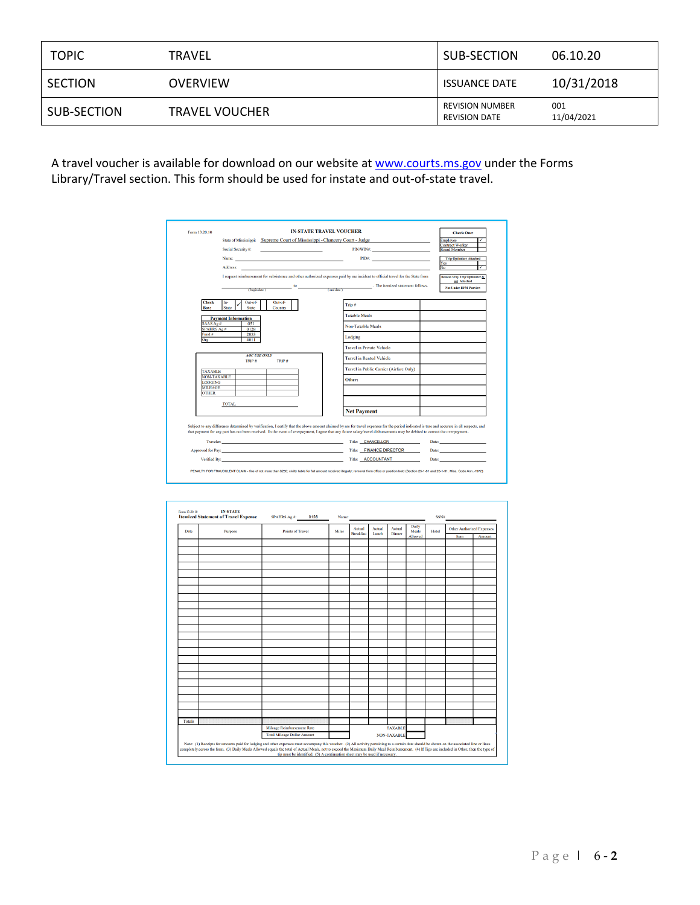| TOPIC | TRAVEL | SUB-SECTION | 06.10.20 |
|---|---|---|---|
| SECTION | OVERVIEW | ISSUANCE DATE | 10/31/2018 |
| SUB-SECTION | TRAVEL VOUCHER | REVISION NUMBER<br>REVISION DATE | 001<br>11/04/2021 |

A travel voucher is available for download on our website at [www.courts.ms.gov](http://www.courts.ms.gov) under the Forms Library/Travel section. This form should be used for instate and out-of-state travel.

Form 13.20.10

**IN-STATE TRAVEL VOUCHER**

State of Mississippi: Supreme Court of Mississippi - Chancery Court - Judge

Social Security #: ______ PIN/WIN#: ______

Name: ______ PID#: ______

Address: ______

I request reimbursement for subsistence and other authorized expenses paid by me incident to official travel for the State from ______ (begin date) to ______ (end date). The itemized statement follows.

| Check One: | |
|---|---|
| Employee | ✓ |
| Contract Worker | |
| Board Member | |

| Trip Optimizer Attached | |
|---|---|
| Yes | |
| No | ✓ |

Reason Why Trip Optimizer is not Attached: Not Under BFM Purview

| Check Box: | In-State | ✓ | Out-of-State | | Out-of-Country | |
|---|---|---|---|---|---|---|

| Payment Information | |
|---|---|
| SAAS Ag # | 051 |
| SPAHRS Ag # | 0128 |
| Fund # | 2053 |
| Org | 4011 |

**AOC USE ONLY**

| | TRIP # | TRIP # |
|---|---|---|
| TAXABLE | | |
| NON-TAXABLE | | |
| LODGING | | |
| MILEAGE | | |
| OTHER | | |

TOTAL ______

| Trip # | |
|---|---|
| Taxable Meals | |
| Non-Taxable Meals | |
| Lodging | |
| Travel in Private Vehicle | |
| Travel in Rented Vehicle | |
| Travel in Public Carrier (Airfare Only) | |
| Other: | |
| | |
| | |
| **Net Payment** | |

Subject to any difference determined by verification, I certify that the above amount claimed by me for travel expenses for the period indicated is true and accurate in all respects, and that payment for any part has not been received. In the event of overpayment, I agree that any future salary/travel disbursements may be debited to correct the overpayment.

Traveler: ______ Title: CHANCELLOR Date: ______

Approved for Pay: ______ Title: FINANCE DIRECTOR Date: ______

Verified By: ______ Title: ACCOUNTANT Date: ______

PENALTY FOR FRAUDULENT CLAIM - fine of not more than $250; civilly liable for full amount received illegally; removal from office or position held (Section 25-1-81 and 25-1-91, Miss. Code Ann.-1972)

Form 13.20.10

**IN-STATE**
**Itemized Statement of Travel Expense**

SPAHRS Ag #: 0128 Name: ______ SSN#: ______

| Date | Purpose | Points of Travel | Miles | Actual Breakfast | Actual Lunch | Actual Dinner | Daily Meals Allowed | Hotel | Other Authorized Expenses: Item | Other Authorized Expenses: Amount |
|---|---|---|---|---|---|---|---|---|---|---|
| | | | | | | | | | | |
| Totals | | | | | | | | | | |
| | | Mileage Reimbursement Rate | | | | TAXABLE | | | | |
| | | Total Mileage Dollar Amount | | | | NON-TAXABLE | | | | |

Note: (1) Receipts for amounts paid for lodging and other expenses must accompany this voucher. (2) All activity pertaining to a certain date should be shown on the associated line or lines completely across the form. (3) Daily Meals Allowed equals the total of Actual Meals, not to exceed the Maximum Daily Meal Reimbursement. (4) If Tips are included in Other, then the type of tip must be identified. (5) A continuation sheet may be used if necessary.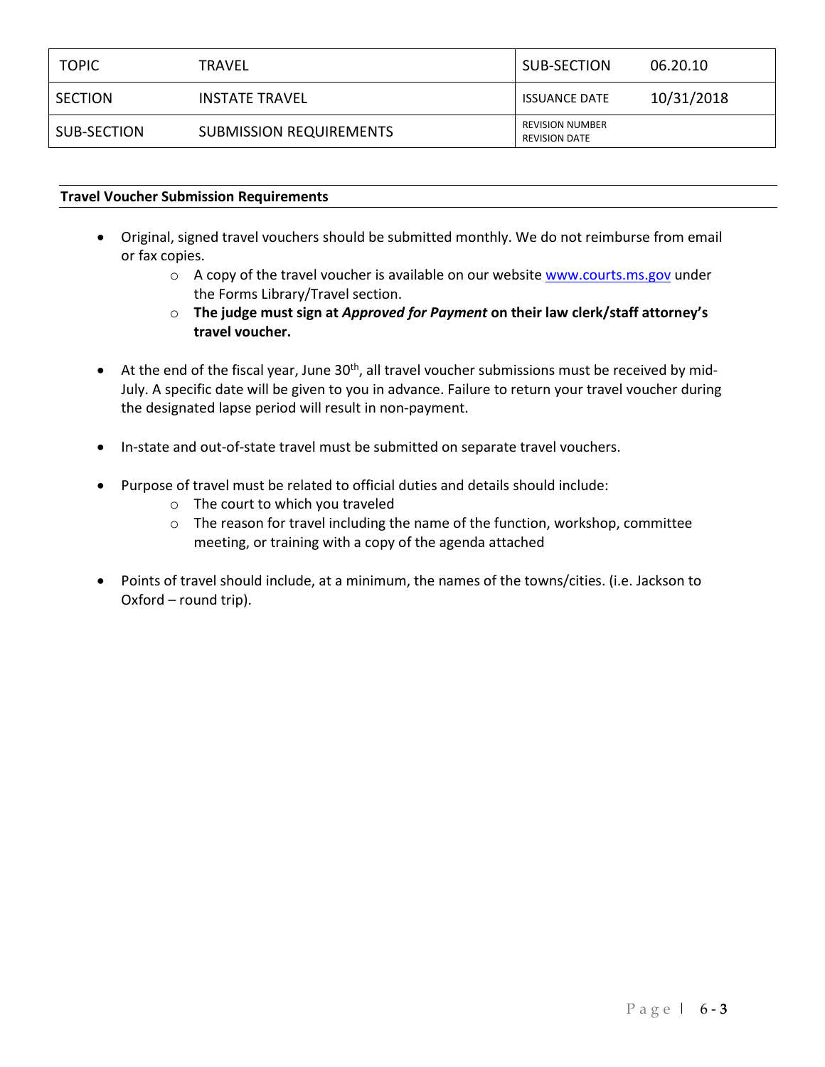| TOPIC | TRAVEL | SUB-SECTION | 06.20.10 |
| --- | --- | --- | --- |
| SECTION | INSTATE TRAVEL | ISSUANCE DATE | 10/31/2018 |
| SUB-SECTION | SUBMISSION REQUIREMENTS | REVISION NUMBER<br>REVISION DATE | |

**Travel Voucher Submission Requirements**

- Original, signed travel vouchers should be submitted monthly. We do not reimburse from email or fax copies.
  - A copy of the travel voucher is available on our website [www.courts.ms.gov](http://www.courts.ms.gov) under the Forms Library/Travel section.
  - **The judge must sign at *Approved for Payment* on their law clerk/staff attorney's travel voucher.**

- At the end of the fiscal year, June 30th, all travel voucher submissions must be received by mid-July. A specific date will be given to you in advance. Failure to return your travel voucher during the designated lapse period will result in non-payment.

- In-state and out-of-state travel must be submitted on separate travel vouchers.

- Purpose of travel must be related to official duties and details should include:
  - The court to which you traveled
  - The reason for travel including the name of the function, workshop, committee meeting, or training with a copy of the agenda attached

- Points of travel should include, at a minimum, the names of the towns/cities. (i.e. Jackson to Oxford – round trip).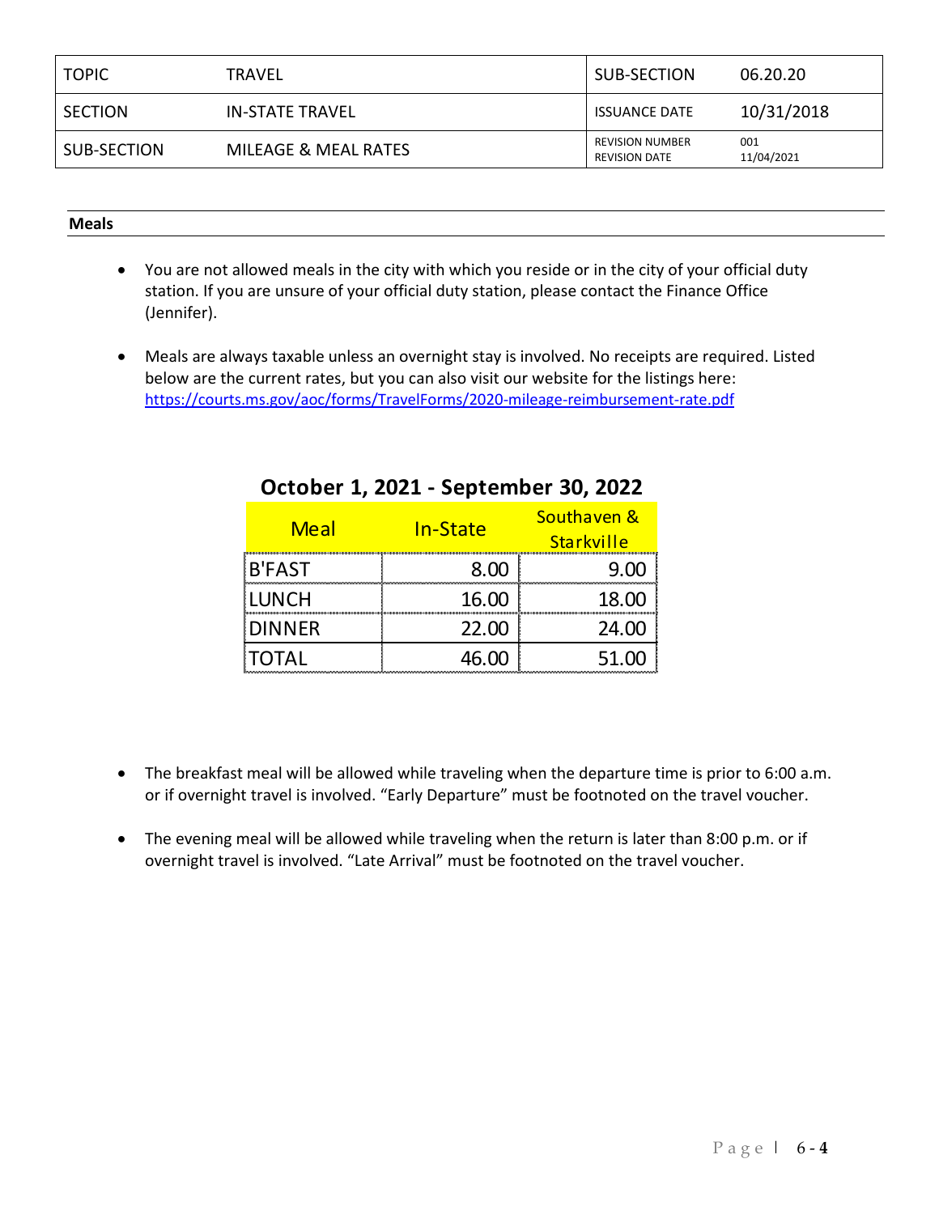| TOPIC | TRAVEL | SUB-SECTION | 06.20.20 |
|---|---|---|---|
| SECTION | IN-STATE TRAVEL | ISSUANCE DATE | 10/31/2018 |
| SUB-SECTION | MILEAGE & MEAL RATES | REVISION NUMBER<br>REVISION DATE | 001<br>11/04/2021 |

### Meals

- You are not allowed meals in the city with which you reside or in the city of your official duty station. If you are unsure of your official duty station, please contact the Finance Office (Jennifer).
- Meals are always taxable unless an overnight stay is involved. No receipts are required. Listed below are the current rates, but you can also visit our website for the listings here: https://courts.ms.gov/aoc/forms/TravelForms/2020-mileage-reimbursement-rate.pdf

**October 1, 2021 - September 30, 2022**

| Meal | In-State | Southaven & Starkville |
|---|---|---|
| B'FAST | 8.00 | 9.00 |
| LUNCH | 16.00 | 18.00 |
| DINNER | 22.00 | 24.00 |
| TOTAL | 46.00 | 51.00 |

- The breakfast meal will be allowed while traveling when the departure time is prior to 6:00 a.m. or if overnight travel is involved. "Early Departure" must be footnoted on the travel voucher.
- The evening meal will be allowed while traveling when the return is later than 8:00 p.m. or if overnight travel is involved. "Late Arrival" must be footnoted on the travel voucher.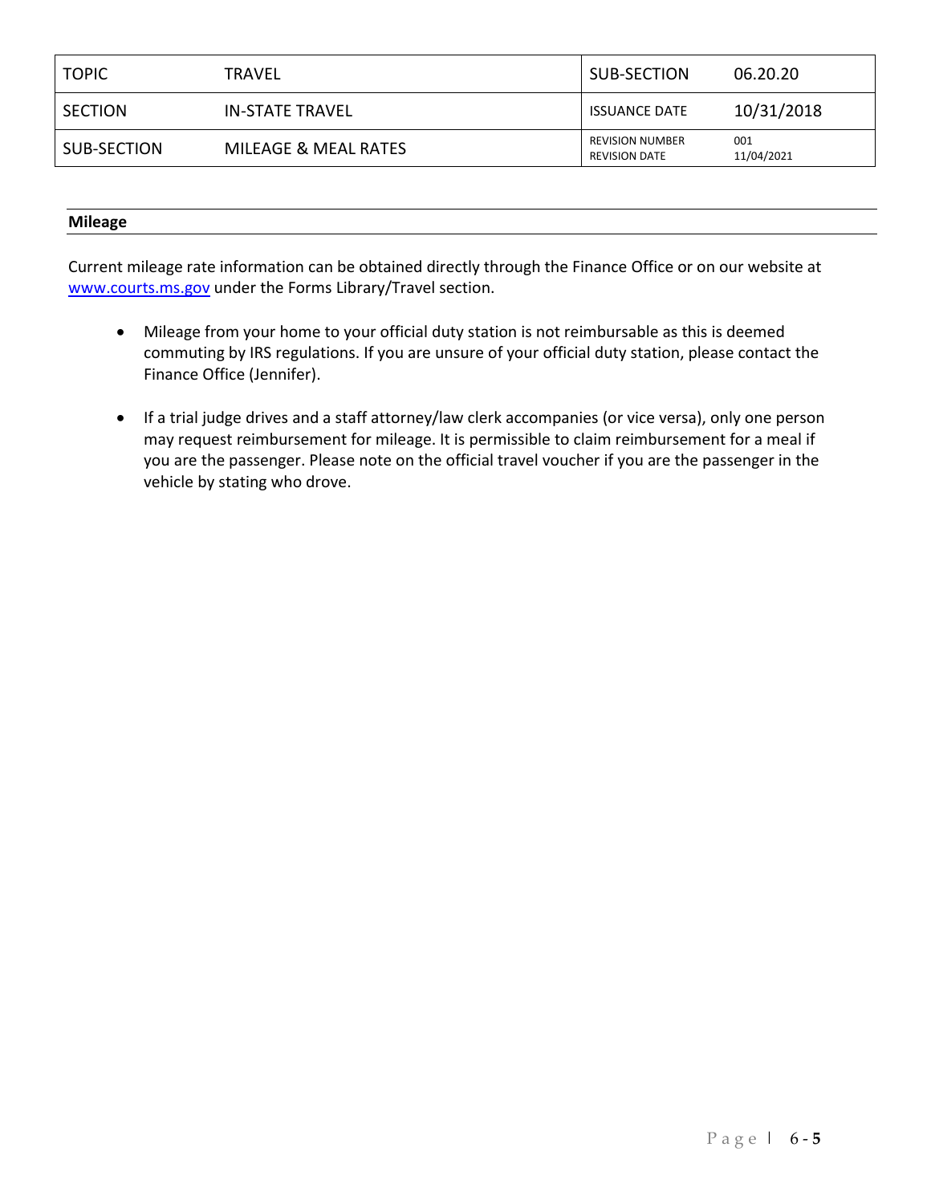| TOPIC | TRAVEL | SUB-SECTION | 06.20.20 |
|---|---|---|---|
| SECTION | IN-STATE TRAVEL | ISSUANCE DATE | 10/31/2018 |
| SUB-SECTION | MILEAGE & MEAL RATES | REVISION NUMBER<br>REVISION DATE | 001<br>11/04/2021 |

### Mileage

Current mileage rate information can be obtained directly through the Finance Office or on our website at [www.courts.ms.gov](http://www.courts.ms.gov) under the Forms Library/Travel section.

- Mileage from your home to your official duty station is not reimbursable as this is deemed commuting by IRS regulations. If you are unsure of your official duty station, please contact the Finance Office (Jennifer).

- If a trial judge drives and a staff attorney/law clerk accompanies (or vice versa), only one person may request reimbursement for mileage. It is permissible to claim reimbursement for a meal if you are the passenger. Please note on the official travel voucher if you are the passenger in the vehicle by stating who drove.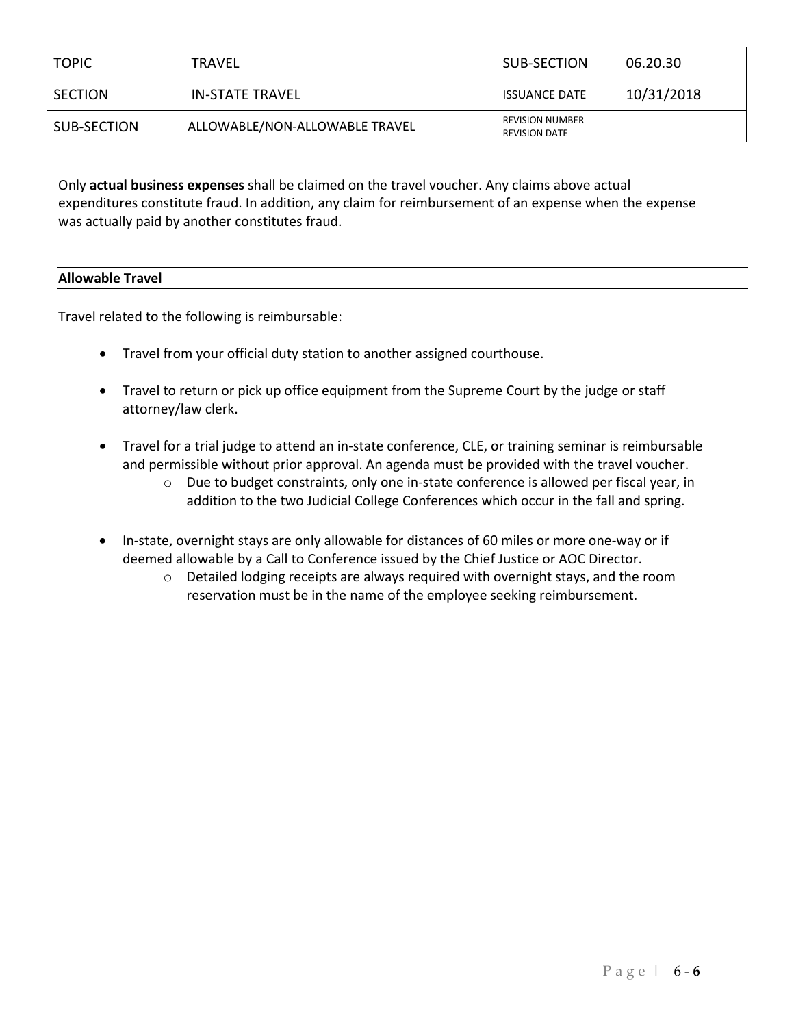| TOPIC | TRAVEL | SUB-SECTION | 06.20.30 |
| --- | --- | --- | --- |
| SECTION | IN-STATE TRAVEL | ISSUANCE DATE | 10/31/2018 |
| SUB-SECTION | ALLOWABLE/NON-ALLOWABLE TRAVEL | REVISION NUMBER<br>REVISION DATE | |

Only **actual business expenses** shall be claimed on the travel voucher. Any claims above actual expenditures constitute fraud. In addition, any claim for reimbursement of an expense when the expense was actually paid by another constitutes fraud.

### Allowable Travel

Travel related to the following is reimbursable:

- Travel from your official duty station to another assigned courthouse.
- Travel to return or pick up office equipment from the Supreme Court by the judge or staff attorney/law clerk.
- Travel for a trial judge to attend an in-state conference, CLE, or training seminar is reimbursable and permissible without prior approval. An agenda must be provided with the travel voucher.
  - Due to budget constraints, only one in-state conference is allowed per fiscal year, in addition to the two Judicial College Conferences which occur in the fall and spring.
- In-state, overnight stays are only allowable for distances of 60 miles or more one-way or if deemed allowable by a Call to Conference issued by the Chief Justice or AOC Director.
  - Detailed lodging receipts are always required with overnight stays, and the room reservation must be in the name of the employee seeking reimbursement.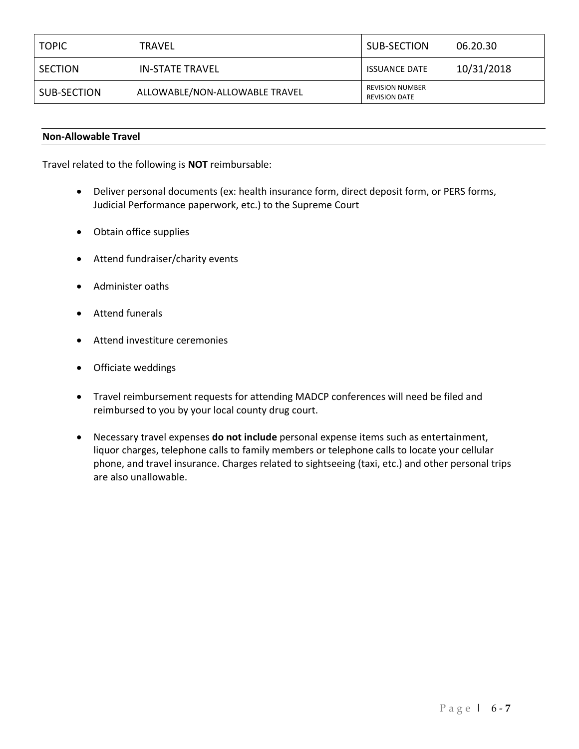| TOPIC | TRAVEL | SUB-SECTION | 06.20.30 |
|---|---|---|---|
| SECTION | IN-STATE TRAVEL | ISSUANCE DATE | 10/31/2018 |
| SUB-SECTION | ALLOWABLE/NON-ALLOWABLE TRAVEL | REVISION NUMBER<br>REVISION DATE | |

**Non-Allowable Travel**

Travel related to the following is **NOT** reimbursable:

- Deliver personal documents (ex: health insurance form, direct deposit form, or PERS forms, Judicial Performance paperwork, etc.) to the Supreme Court
- Obtain office supplies
- Attend fundraiser/charity events
- Administer oaths
- Attend funerals
- Attend investiture ceremonies
- Officiate weddings
- Travel reimbursement requests for attending MADCP conferences will need be filed and reimbursed to you by your local county drug court.
- Necessary travel expenses **do not include** personal expense items such as entertainment, liquor charges, telephone calls to family members or telephone calls to locate your cellular phone, and travel insurance. Charges related to sightseeing (taxi, etc.) and other personal trips are also unallowable.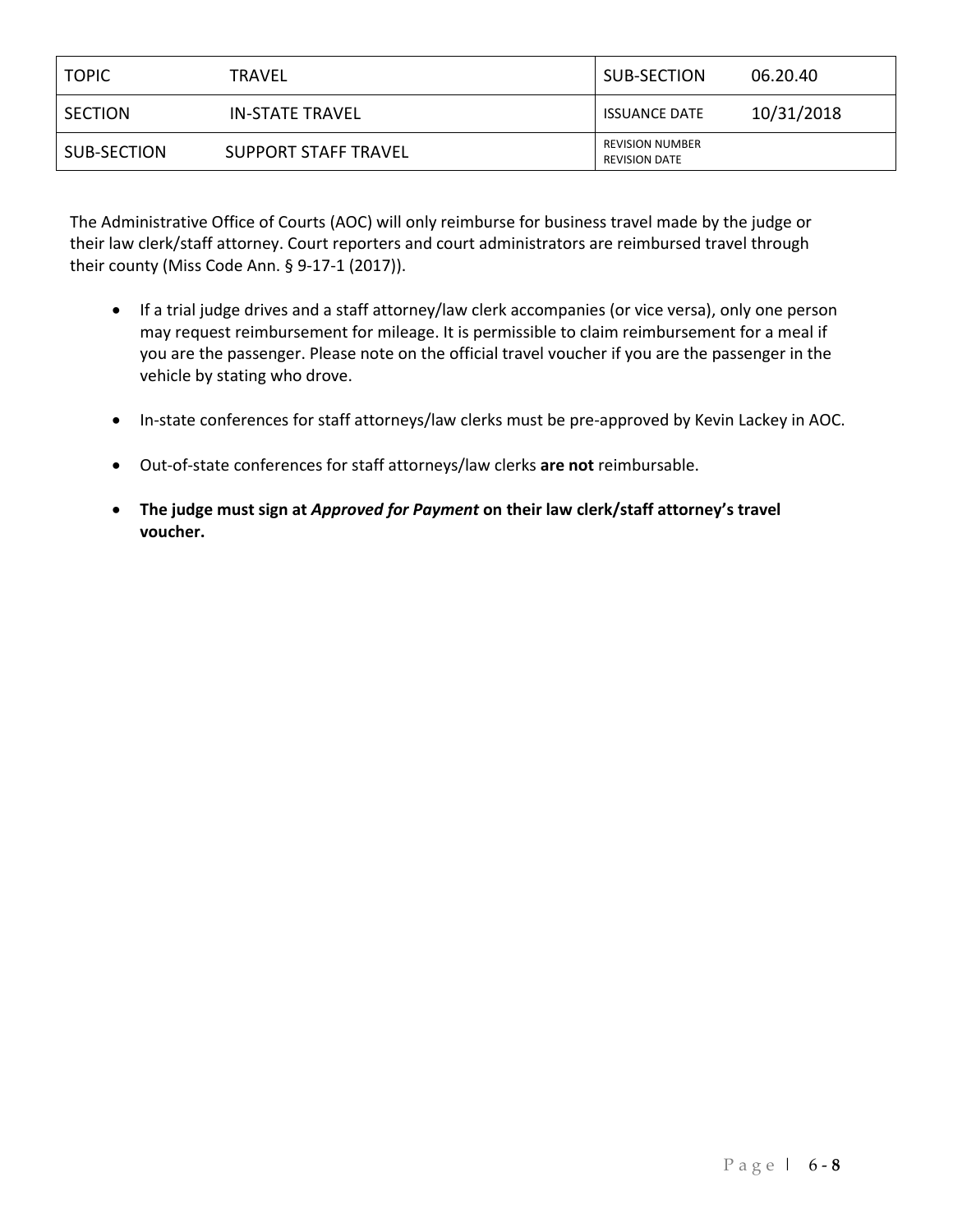| TOPIC | TRAVEL | SUB-SECTION | 06.20.40 |
| --- | --- | --- | --- |
| SECTION | IN-STATE TRAVEL | ISSUANCE DATE | 10/31/2018 |
| SUB-SECTION | SUPPORT STAFF TRAVEL | REVISION NUMBER<br>REVISION DATE | |

The Administrative Office of Courts (AOC) will only reimburse for business travel made by the judge or their law clerk/staff attorney. Court reporters and court administrators are reimbursed travel through their county (Miss Code Ann. § 9-17-1 (2017)).

- If a trial judge drives and a staff attorney/law clerk accompanies (or vice versa), only one person may request reimbursement for mileage. It is permissible to claim reimbursement for a meal if you are the passenger. Please note on the official travel voucher if you are the passenger in the vehicle by stating who drove.

- In-state conferences for staff attorneys/law clerks must be pre-approved by Kevin Lackey in AOC.

- Out-of-state conferences for staff attorneys/law clerks **are not** reimbursable.

- **The judge must sign at *Approved for Payment* on their law clerk/staff attorney's travel voucher.**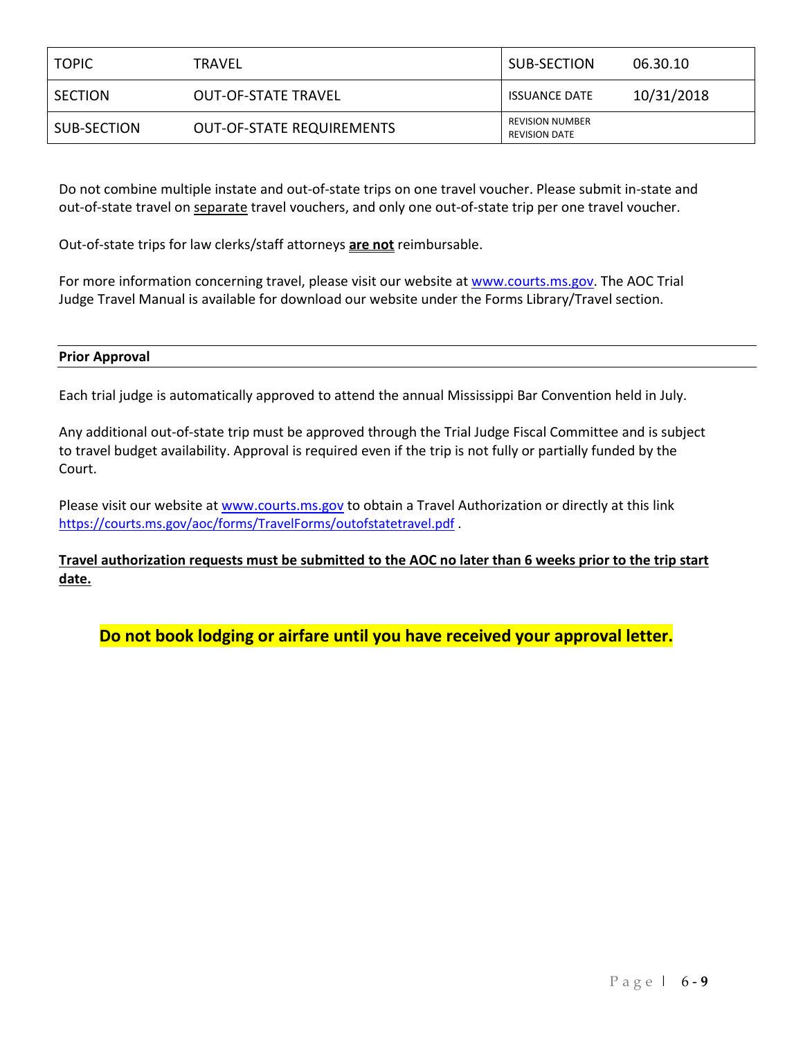| TOPIC | TRAVEL | SUB-SECTION | 06.30.10 |
| --- | --- | --- | --- |
| SECTION | OUT-OF-STATE TRAVEL | ISSUANCE DATE | 10/31/2018 |
| SUB-SECTION | OUT-OF-STATE REQUIREMENTS | REVISION NUMBER<br>REVISION DATE | |

Do not combine multiple instate and out-of-state trips on one travel voucher. Please submit in-state and out-of-state travel on separate travel vouchers, and only one out-of-state trip per one travel voucher.

Out-of-state trips for law clerks/staff attorneys **are not** reimbursable.

For more information concerning travel, please visit our website at www.courts.ms.gov. The AOC Trial Judge Travel Manual is available for download our website under the Forms Library/Travel section.

**Prior Approval**

Each trial judge is automatically approved to attend the annual Mississippi Bar Convention held in July.

Any additional out-of-state trip must be approved through the Trial Judge Fiscal Committee and is subject to travel budget availability. Approval is required even if the trip is not fully or partially funded by the Court.

Please visit our website at www.courts.ms.gov to obtain a Travel Authorization or directly at this link https://courts.ms.gov/aoc/forms/TravelForms/outofstatetravel.pdf .

**Travel authorization requests must be submitted to the AOC no later than 6 weeks prior to the trip start date.**

**Do not book lodging or airfare until you have received your approval letter.**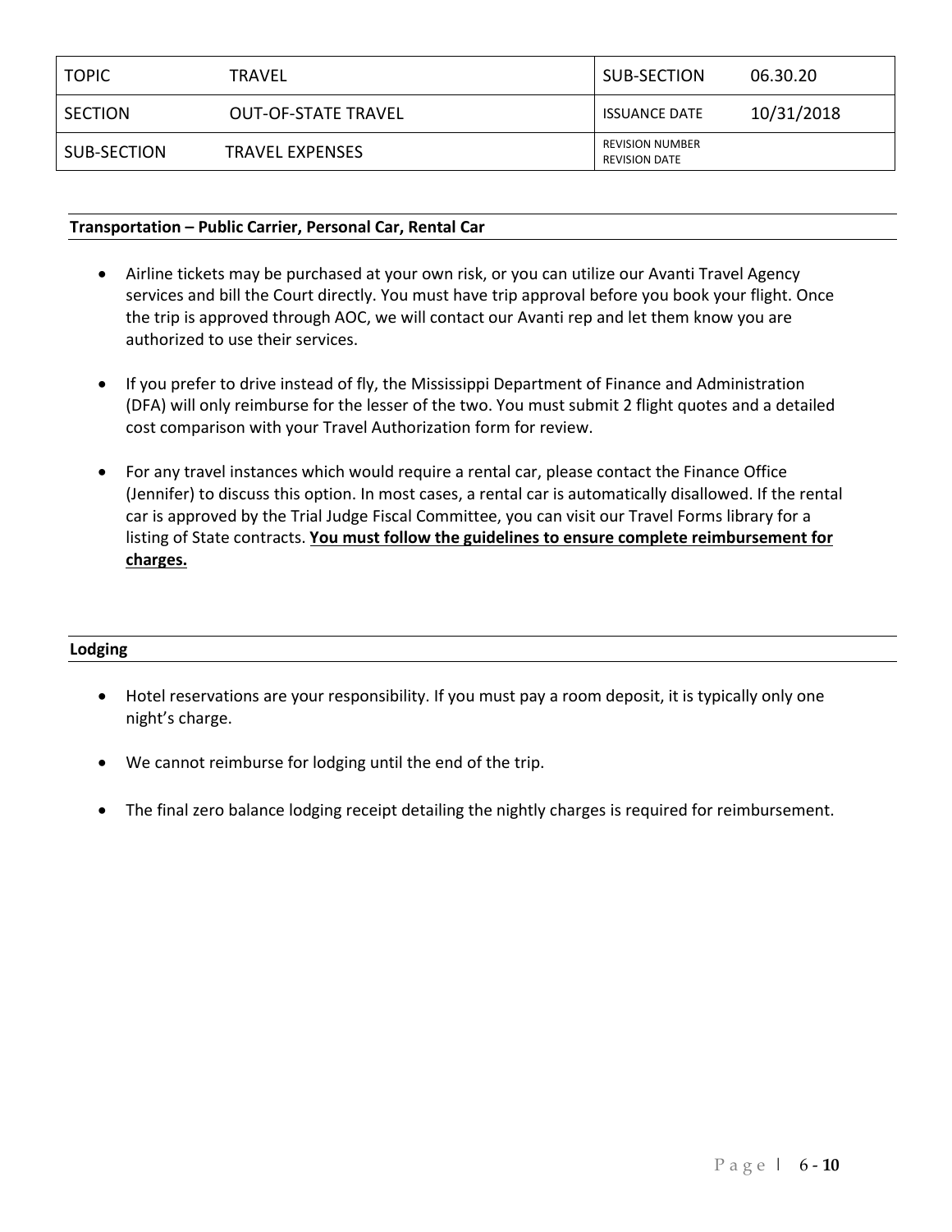| TOPIC | TRAVEL | SUB-SECTION | 06.30.20 |
| --- | --- | --- | --- |
| SECTION | OUT-OF-STATE TRAVEL | ISSUANCE DATE | 10/31/2018 |
| SUB-SECTION | TRAVEL EXPENSES | REVISION NUMBER<br>REVISION DATE | |

**Transportation – Public Carrier, Personal Car, Rental Car**

- Airline tickets may be purchased at your own risk, or you can utilize our Avanti Travel Agency services and bill the Court directly. You must have trip approval before you book your flight. Once the trip is approved through AOC, we will contact our Avanti rep and let them know you are authorized to use their services.

- If you prefer to drive instead of fly, the Mississippi Department of Finance and Administration (DFA) will only reimburse for the lesser of the two. You must submit 2 flight quotes and a detailed cost comparison with your Travel Authorization form for review.

- For any travel instances which would require a rental car, please contact the Finance Office (Jennifer) to discuss this option. In most cases, a rental car is automatically disallowed. If the rental car is approved by the Trial Judge Fiscal Committee, you can visit our Travel Forms library for a listing of State contracts. **<u>You must follow the guidelines to ensure complete reimbursement for charges.</u>**

**Lodging**

- Hotel reservations are your responsibility. If you must pay a room deposit, it is typically only one night's charge.

- We cannot reimburse for lodging until the end of the trip.

- The final zero balance lodging receipt detailing the nightly charges is required for reimbursement.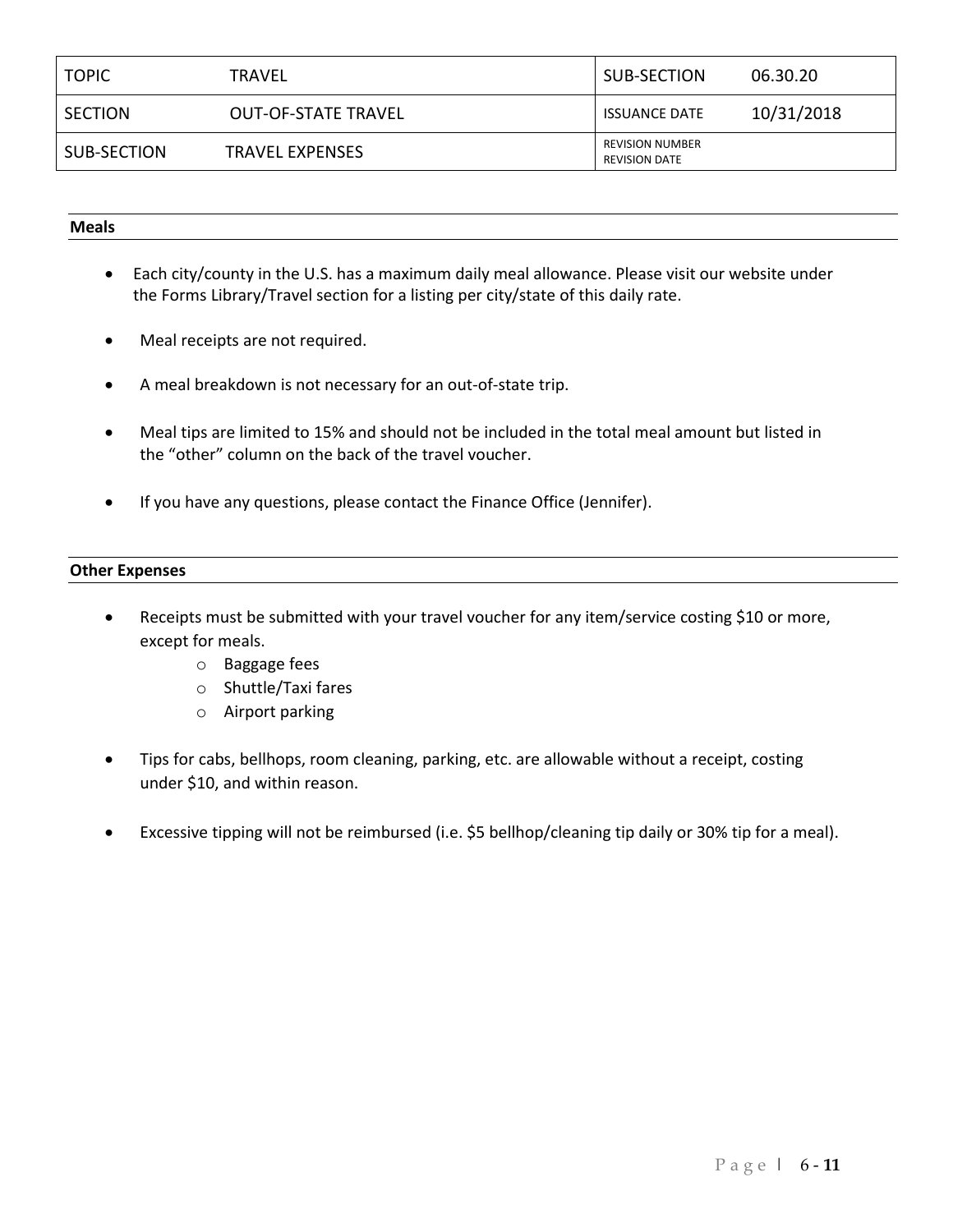| TOPIC | TRAVEL | SUB-SECTION | 06.30.20 |
|---|---|---|---|
| SECTION | OUT-OF-STATE TRAVEL | ISSUANCE DATE | 10/31/2018 |
| SUB-SECTION | TRAVEL EXPENSES | REVISION NUMBER<br>REVISION DATE | |

**Meals**

- Each city/county in the U.S. has a maximum daily meal allowance. Please visit our website under the Forms Library/Travel section for a listing per city/state of this daily rate.
- Meal receipts are not required.
- A meal breakdown is not necessary for an out-of-state trip.
- Meal tips are limited to 15% and should not be included in the total meal amount but listed in the "other" column on the back of the travel voucher.
- If you have any questions, please contact the Finance Office (Jennifer).

**Other Expenses**

- Receipts must be submitted with your travel voucher for any item/service costing $10 or more, except for meals.
  - Baggage fees
  - Shuttle/Taxi fares
  - Airport parking
- Tips for cabs, bellhops, room cleaning, parking, etc. are allowable without a receipt, costing under $10, and within reason.
- Excessive tipping will not be reimbursed (i.e. $5 bellhop/cleaning tip daily or 30% tip for a meal).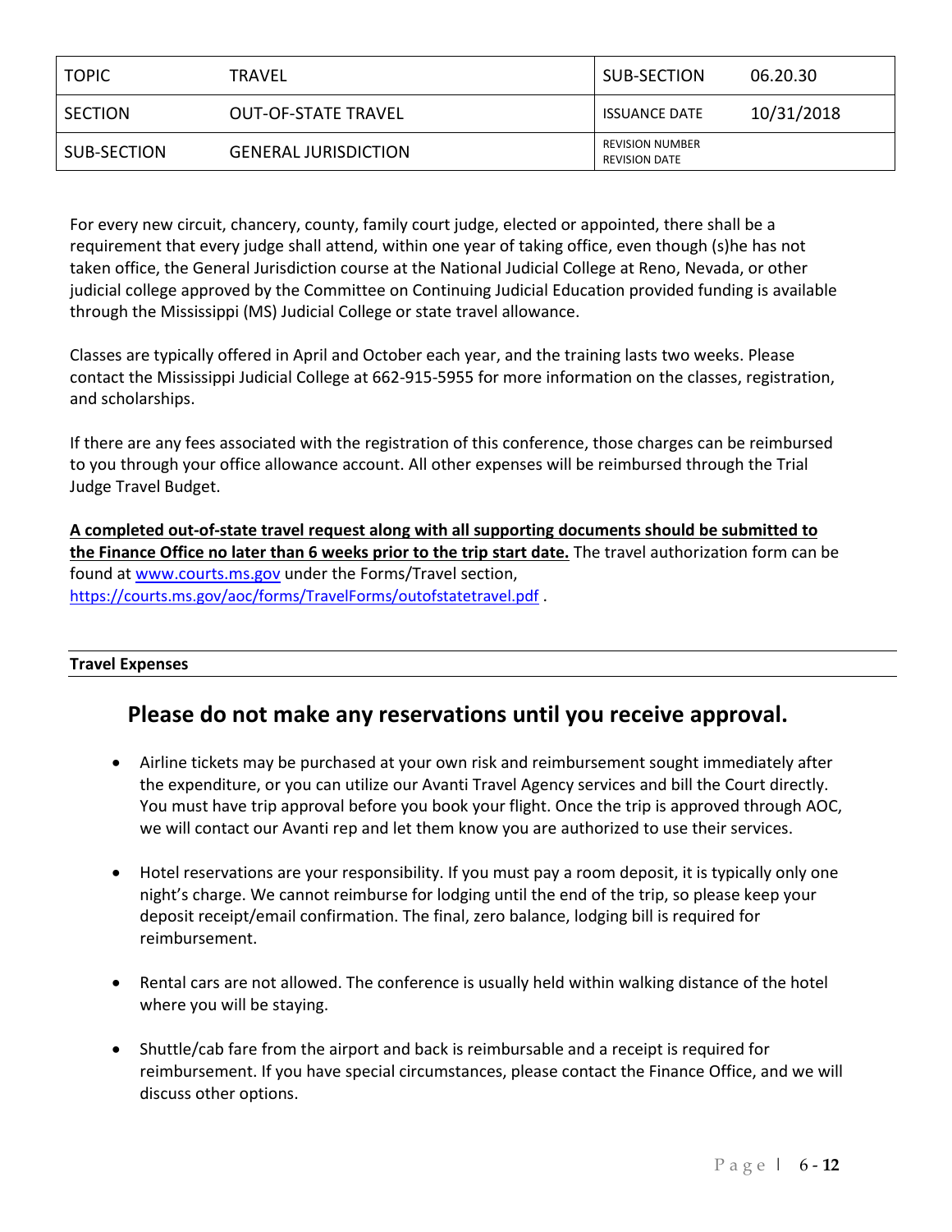| TOPIC | TRAVEL | SUB-SECTION | 06.20.30 |
|---|---|---|---|
| SECTION | OUT-OF-STATE TRAVEL | ISSUANCE DATE | 10/31/2018 |
| SUB-SECTION | GENERAL JURISDICTION | REVISION NUMBER<br>REVISION DATE | |

For every new circuit, chancery, county, family court judge, elected or appointed, there shall be a requirement that every judge shall attend, within one year of taking office, even though (s)he has not taken office, the General Jurisdiction course at the National Judicial College at Reno, Nevada, or other judicial college approved by the Committee on Continuing Judicial Education provided funding is available through the Mississippi (MS) Judicial College or state travel allowance.

Classes are typically offered in April and October each year, and the training lasts two weeks. Please contact the Mississippi Judicial College at 662-915-5955 for more information on the classes, registration, and scholarships.

If there are any fees associated with the registration of this conference, those charges can be reimbursed to you through your office allowance account. All other expenses will be reimbursed through the Trial Judge Travel Budget.

**A completed out-of-state travel request along with all supporting documents should be submitted to the Finance Office no later than 6 weeks prior to the trip start date.** The travel authorization form can be found at www.courts.ms.gov under the Forms/Travel section, https://courts.ms.gov/aoc/forms/TravelForms/outofstatetravel.pdf .

**Travel Expenses**

## Please do not make any reservations until you receive approval.

- Airline tickets may be purchased at your own risk and reimbursement sought immediately after the expenditure, or you can utilize our Avanti Travel Agency services and bill the Court directly. You must have trip approval before you book your flight. Once the trip is approved through AOC, we will contact our Avanti rep and let them know you are authorized to use their services.

- Hotel reservations are your responsibility. If you must pay a room deposit, it is typically only one night's charge. We cannot reimburse for lodging until the end of the trip, so please keep your deposit receipt/email confirmation. The final, zero balance, lodging bill is required for reimbursement.

- Rental cars are not allowed. The conference is usually held within walking distance of the hotel where you will be staying.

- Shuttle/cab fare from the airport and back is reimbursable and a receipt is required for reimbursement. If you have special circumstances, please contact the Finance Office, and we will discuss other options.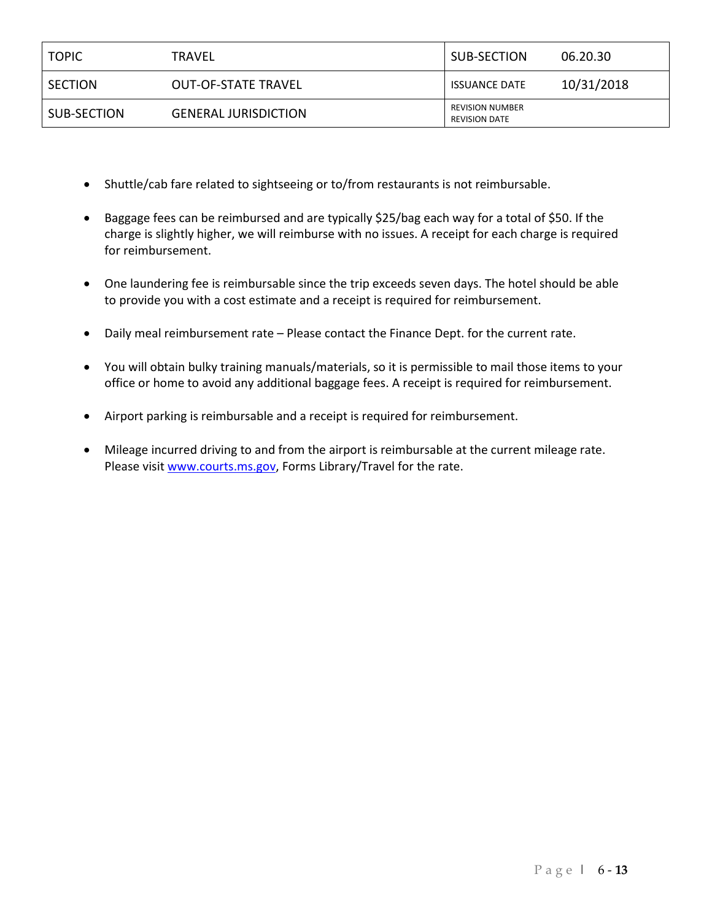| TOPIC | TRAVEL | SUB-SECTION | 06.20.30 |
| --- | --- | --- | --- |
| SECTION | OUT-OF-STATE TRAVEL | ISSUANCE DATE | 10/31/2018 |
| SUB-SECTION | GENERAL JURISDICTION | REVISION NUMBER REVISION DATE | |

- Shuttle/cab fare related to sightseeing or to/from restaurants is not reimbursable.

- Baggage fees can be reimbursed and are typically $25/bag each way for a total of $50. If the charge is slightly higher, we will reimburse with no issues. A receipt for each charge is required for reimbursement.

- One laundering fee is reimbursable since the trip exceeds seven days. The hotel should be able to provide you with a cost estimate and a receipt is required for reimbursement.

- Daily meal reimbursement rate – Please contact the Finance Dept. for the current rate.

- You will obtain bulky training manuals/materials, so it is permissible to mail those items to your office or home to avoid any additional baggage fees. A receipt is required for reimbursement.

- Airport parking is reimbursable and a receipt is required for reimbursement.

- Mileage incurred driving to and from the airport is reimbursable at the current mileage rate. Please visit [www.courts.ms.gov](http://www.courts.ms.gov), Forms Library/Travel for the rate.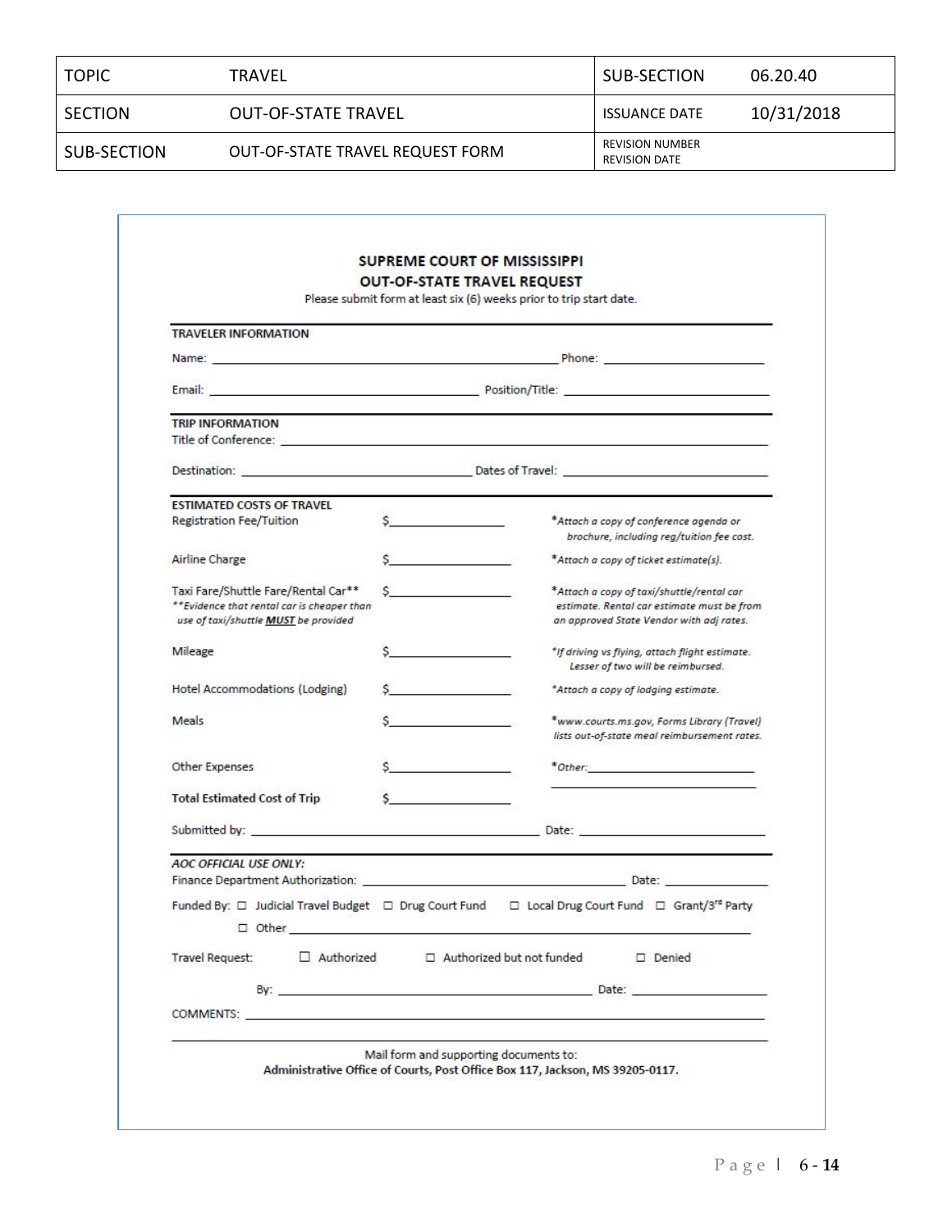| | | | |
|---|---|---|---|
| TOPIC | TRAVEL | SUB-SECTION | 06.20.40 |
| SECTION | OUT-OF-STATE TRAVEL | ISSUANCE DATE | 10/31/2018 |
| SUB-SECTION | OUT-OF-STATE TRAVEL REQUEST FORM | REVISION NUMBER<br>REVISION DATE | |

## SUPREME COURT OF MISSISSIPPI
## OUT-OF-STATE TRAVEL REQUEST

Please submit form at least six (6) weeks prior to trip start date.

**TRAVELER INFORMATION**

Name: ______________________________ Phone: ______________________

Email: ______________________________ Position/Title: ______________________

**TRIP INFORMATION**

Title of Conference: ____________________________________________

Destination: ______________________________ Dates of Travel: ______________________

**ESTIMATED COSTS OF TRAVEL**

| | | |
|---|---|---|
| Registration Fee/Tuition | $__________ | **Attach a copy of conference agenda or brochure, including reg/tuition fee cost.* |
| Airline Charge | $__________ | **Attach a copy of ticket estimate(s).* |
| Taxi Fare/Shuttle Fare/Rental Car**<br>*\*\*Evidence that rental car is cheaper than use of taxi/shuttle **MUST** be provided* | $__________ | **Attach a copy of taxi/shuttle/rental car estimate. Rental car estimate must be from an approved State Vendor with adj rates.* |
| Mileage | $__________ | **If driving vs flying, attach flight estimate. Lesser of two will be reimbursed.* |
| Hotel Accommodations (Lodging) | $__________ | **Attach a copy of lodging estimate.* |
| Meals | $__________ | **www.courts.ms.gov, Forms Library (Travel) lists out-of-state meal reimbursement rates.* |
| Other Expenses | $__________ | **Other:__________* |
| **Total Estimated Cost of Trip** | $__________ | |

Submitted by: ______________________________ Date: ______________________

***AOC OFFICIAL USE ONLY:***

Finance Department Authorization: ______________________________ Date: ______________

Funded By: ☐ Judicial Travel Budget ☐ Drug Court Fund ☐ Local Drug Court Fund ☐ Grant/3rd Party

☐ Other ____________________________________________

Travel Request: ☐ Authorized ☐ Authorized but not funded ☐ Denied

By: ______________________________ Date: ______________________

COMMENTS: ____________________________________________

Mail form and supporting documents to:

**Administrative Office of Courts, Post Office Box 117, Jackson, MS 39205-0117.**